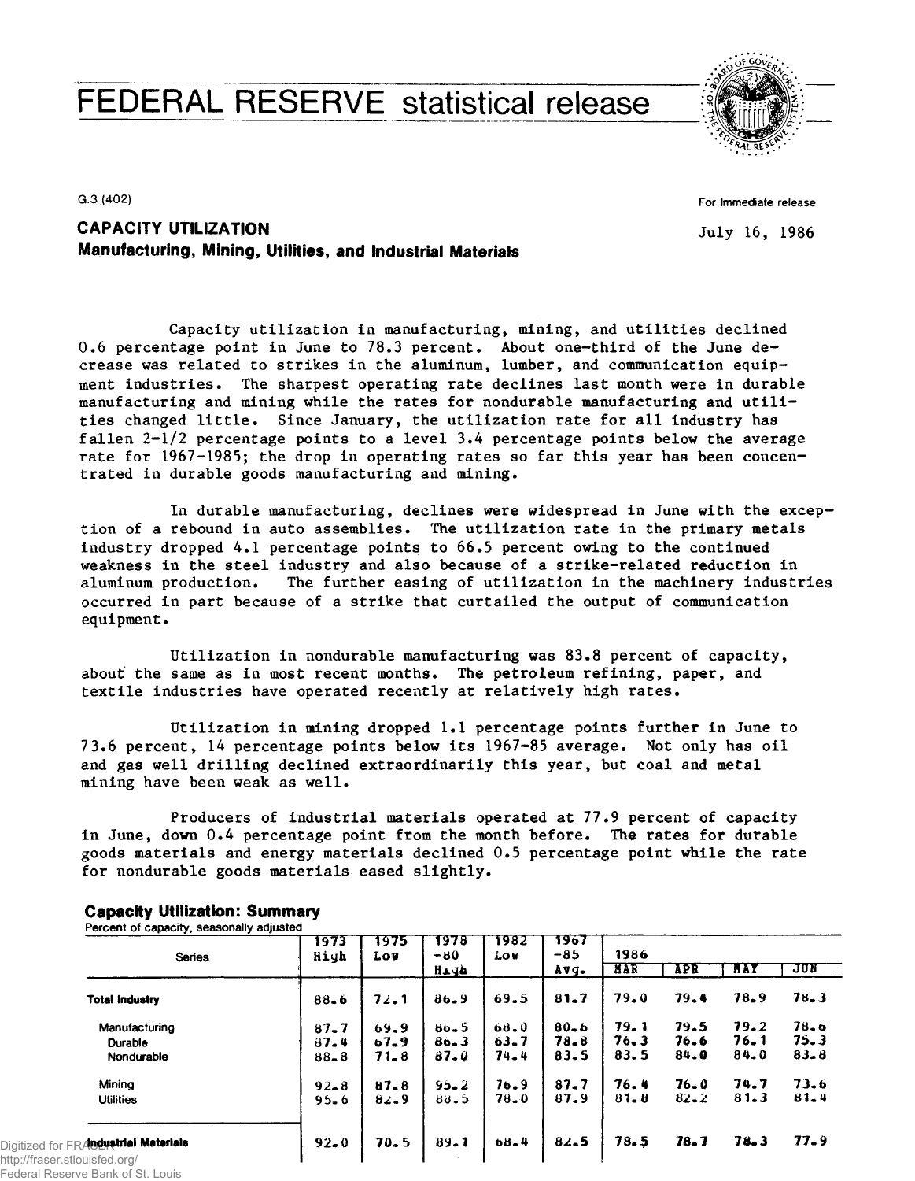# FEDERAL RESERVE statistical release

G.3 (402)

For immediate release

July 16, 1986

## CAPACITY UTILIZATION
### Manufacturing, Mining, Utilities, and Industrial Materials

Capacity utilization in manufacturing, mining, and utilities declined 0.6 percentage point in June to 78.3 percent. About one-third of the June decrease was related to strikes in the aluminum, lumber, and communication equipment industries. The sharpest operating rate declines last month were in durable manufacturing and mining while the rates for nondurable manufacturing and utilities changed little. Since January, the utilization rate for all industry has fallen 2-1/2 percentage points to a level 3.4 percentage points below the average rate for 1967-1985; the drop in operating rates so far this year has been concentrated in durable goods manufacturing and mining.

In durable manufacturing, declines were widespread in June with the exception of a rebound in auto assemblies. The utilization rate in the primary metals industry dropped 4.1 percentage points to 66.5 percent owing to the continued weakness in the steel industry and also because of a strike-related reduction in aluminum production. The further easing of utilization in the machinery industries occurred in part because of a strike that curtailed the output of communication equipment.

Utilization in nondurable manufacturing was 83.8 percent of capacity, about the same as in most recent months. The petroleum refining, paper, and textile industries have operated recently at relatively high rates.

Utilization in mining dropped 1.1 percentage points further in June to 73.6 percent, 14 percentage points below its 1967-85 average. Not only has oil and gas well drilling declined extraordinarily this year, but coal and metal mining have been weak as well.

Producers of industrial materials operated at 77.9 percent of capacity in June, down 0.4 percentage point from the month before. The rates for durable goods materials and energy materials declined 0.5 percentage point while the rate for nondurable goods materials eased slightly.

### Capacity Utilization: Summary
Percent of capacity, seasonally adjusted

| Series | 1973 High | 1975 Low | 1978-80 High | 1982 Low | 1967-85 Avg. | 1986 MAR | APR | MAY | JUN |
|---|---|---|---|---|---|---|---|---|---|
| **Total Industry** | 88.6 | 72.1 | 86.9 | 69.5 | 81.7 | 79.0 | 79.4 | 78.9 | 78.3 |
| Manufacturing | 87.7 | 69.9 | 86.5 | 68.0 | 80.6 | 79.1 | 79.5 | 79.2 | 78.6 |
| Durable | 87.4 | 67.9 | 86.3 | 63.7 | 78.8 | 76.3 | 76.6 | 76.1 | 75.3 |
| Nondurable | 88.8 | 71.8 | 87.0 | 74.4 | 83.5 | 83.5 | 84.0 | 84.0 | 83.8 |
| Mining | 92.8 | 87.8 | 95.2 | 76.9 | 87.7 | 76.4 | 76.0 | 74.7 | 73.6 |
| Utilities | 95.6 | 82.9 | 88.5 | 78.0 | 87.9 | 81.8 | 82.2 | 81.3 | 81.4 |
| **Industrial Materials** | 92.0 | 70.5 | 89.1 | 68.4 | 82.5 | 78.5 | 78.7 | 78.3 | 77.9 |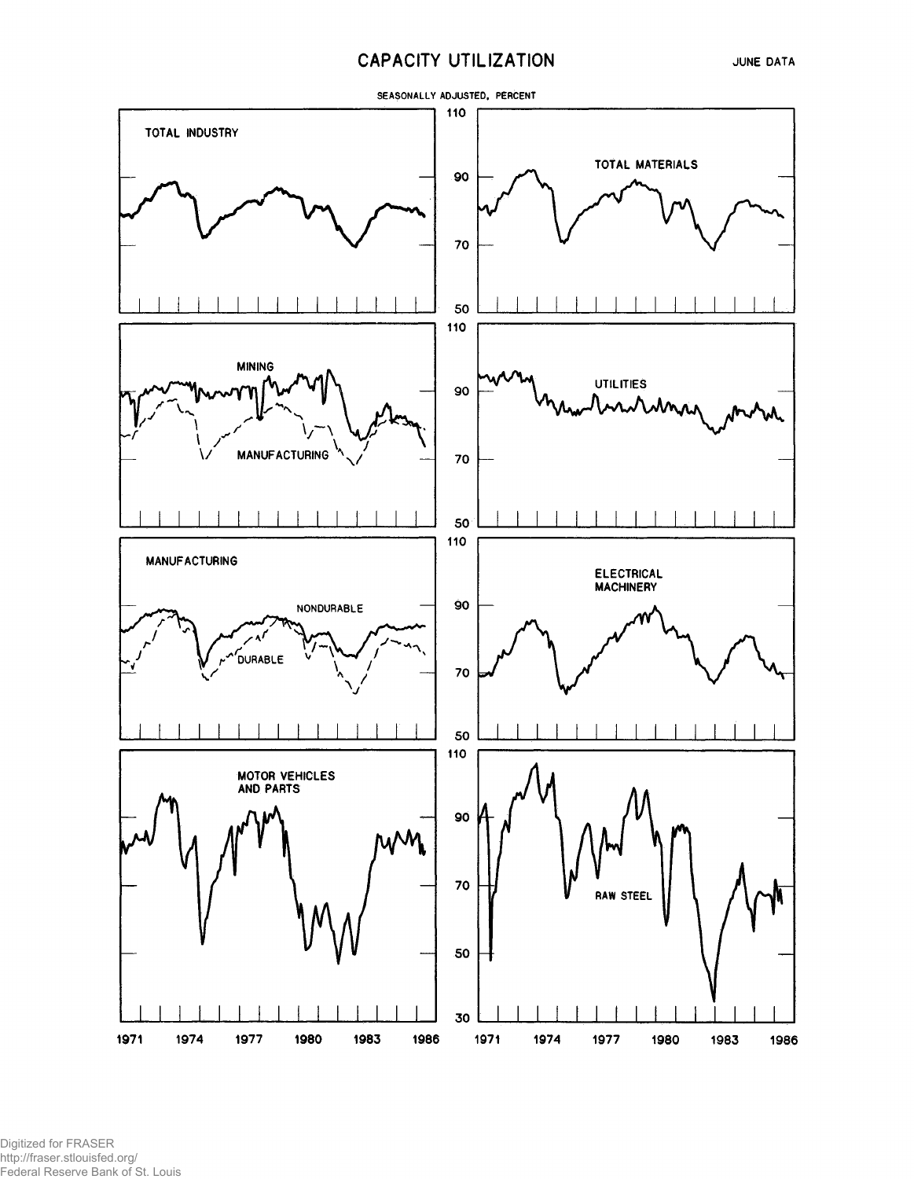# CAPACITY UTILIZATION

JUNE DATA

SEASONALLY ADJUSTED, PERCENT

TOTAL INDUSTRY

TOTAL MATERIALS

MINING

MANUFACTURING

UTILITIES

MANUFACTURING

NONDURABLE

DURABLE

ELECTRICAL MACHINERY

MOTOR VEHICLES AND PARTS

RAW STEEL

1971 1974 1977 1980 1983 1986

1971 1974 1977 1980 1983 1986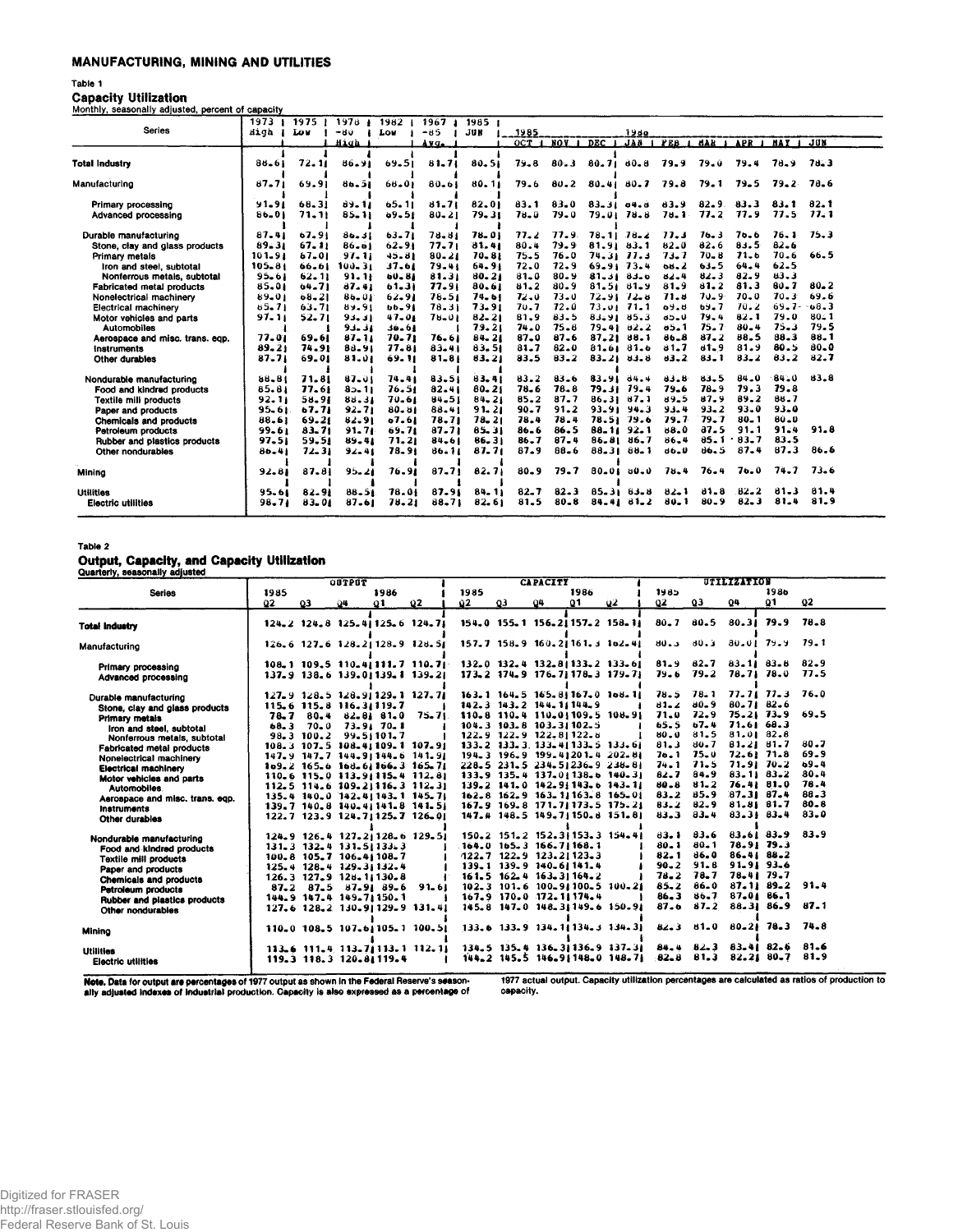## MANUFACTURING, MINING AND UTILITIES

### Table 1

#### Capacity Utilization

Monthly, seasonally adjusted, percent of capacity

| Series | 1973 High | 1975 Low | 1978-80 High | 1982 Low | 1967-85 Avg. | 1985 JUN | 1985 OCT | NOV | DEC | 1986 JAN | FEB | MAR | APR | MAY | JUN |
|---|---|---|---|---|---|---|---|---|---|---|---|---|---|---|---|
| **Total Industry** | 88.6 | 72.1 | 86.9 | 69.5 | 81.7 | 80.5 | 79.8 | 80.3 | 80.7 | 80.8 | 79.9 | 79.0 | 79.4 | 78.9 | 78.3 |
| Manufacturing | 87.7 | 69.9 | 86.5 | 68.0 | 80.6 | 80.1 | 79.6 | 80.2 | 80.4 | 80.7 | 79.8 | 79.1 | 79.5 | 79.2 | 78.6 |
| Primary processing | 91.9 | 68.3 | 89.1 | 65.1 | 81.7 | 82.0 | 83.1 | 83.0 | 83.3 | 84.8 | 83.9 | 82.9 | 83.3 | 83.1 | 82.1 |
| Advanced processing | 86.0 | 71.1 | 85.1 | 69.5 | 80.2 | 79.3 | 78.0 | 79.0 | 79.0 | 78.8 | 78.1 | 77.2 | 77.9 | 77.5 | 77.1 |
| Durable manufacturing | 87.4 | 67.9 | 86.3 | 63.7 | 78.8 | 78.0 | 77.2 | 77.9 | 78.1 | 78.2 | 77.3 | 76.3 | 76.6 | 76.1 | 75.3 |
| Stone, clay and glass products | 89.3 | 67.1 | 86.6 | 62.9 | 77.7 | 81.4 | 80.4 | 79.9 | 81.9 | 83.1 | 82.0 | 82.6 | 83.5 | 82.6 | |
| Primary metals | 101.9 | 67.0 | 97.1 | 45.8 | 80.2 | 70.8 | 75.5 | 76.0 | 74.3 | 77.3 | 73.7 | 70.8 | 71.6 | 70.6 | 66.5 |
| Iron and steel, subtotal | 105.8 | 66.6 | 100.3 | 37.6 | 79.4 | 64.9 | 72.0 | 72.9 | 69.9 | 73.4 | 68.2 | 63.5 | 64.4 | 62.5 | |
| Nonferrous metals, subtotal | 95.6 | 62.1 | 91.1 | 60.8 | 81.3 | 80.2 | 81.0 | 80.9 | 81.3 | 83.6 | 82.4 | 82.3 | 82.9 | 83.3 | |
| Fabricated metal products | 85.0 | 64.7 | 87.4 | 61.3 | 77.9 | 80.6 | 81.2 | 80.9 | 81.5 | 81.9 | 81.9 | 81.2 | 81.3 | 80.7 | 80.2 |
| Nonelectrical machinery | 89.0 | 68.2 | 86.0 | 62.9 | 78.5 | 74.6 | 72.0 | 73.0 | 72.9 | 72.8 | 71.8 | 70.9 | 70.0 | 70.3 | 69.6 |
| Electrical machinery | 85.7 | 63.7 | 89.9 | 66.9 | 78.3 | 73.9 | 70.7 | 72.0 | 73.0 | 71.1 | 69.8 | 69.7 | 70.2 | 69.7 | 68.3 |
| Motor vehicles and parts | 97.1 | 52.7 | 93.3 | 47.0 | 78.0 | 82.2 | 81.9 | 83.5 | 83.9 | 85.3 | 85.0 | 79.4 | 82.1 | 79.0 | 80.1 |
| Automobiles | | | 93.3 | 38.6 | | 79.2 | 74.0 | 75.8 | 79.4 | 82.2 | 85.1 | 75.7 | 80.4 | 75.3 | 79.5 |
| Aerospace and misc. trans. eqp. | 77.0 | 69.6 | 87.1 | 70.7 | 76.6 | 84.2 | 87.0 | 87.6 | 87.2 | 88.1 | 86.8 | 87.2 | 88.5 | 88.3 | 88.1 |
| Instruments | 89.2 | 74.9 | 88.9 | 77.8 | 83.4 | 83.5 | 81.7 | 82.0 | 81.6 | 81.6 | 81.7 | 81.9 | 81.9 | 80.5 | 80.0 |
| Other durables | 87.7 | 69.0 | 81.0 | 69.1 | 81.8 | 83.2 | 83.5 | 83.2 | 83.2 | 83.8 | 83.2 | 83.1 | 83.2 | 83.2 | 82.7 |
| Nondurable manufacturing | 88.8 | 71.8 | 87.0 | 74.4 | 83.5 | 83.4 | 83.2 | 83.6 | 83.9 | 84.4 | 83.8 | 83.5 | 84.0 | 84.0 | 83.8 |
| Food and kindred products | 85.8 | 77.6 | 85.1 | 76.5 | 82.4 | 80.2 | 78.6 | 78.8 | 79.3 | 79.4 | 79.6 | 78.9 | 79.3 | 79.8 | |
| Textile mill products | 92.1 | 58.9 | 88.3 | 70.6 | 84.5 | 84.2 | 85.2 | 87.7 | 86.3 | 87.1 | 89.5 | 87.9 | 89.2 | 88.7 | |
| Paper and products | 95.6 | 67.7 | 92.7 | 80.8 | 88.4 | 91.2 | 90.7 | 91.2 | 93.9 | 94.3 | 93.4 | 93.2 | 93.0 | 93.0 | |
| Chemicals and products | 88.6 | 69.2 | 82.9 | 67.6 | 78.7 | 78.2 | 78.4 | 78.4 | 78.5 | 79.6 | 79.7 | 79.7 | 80.1 | 80.0 | |
| Petroleum products | 99.6 | 83.7 | 91.7 | 69.7 | 87.7 | 85.3 | 86.6 | 86.5 | 88.1 | 92.1 | 88.0 | 87.5 | 91.1 | 91.4 | 91.8 |
| Rubber and plastics products | 97.5 | 59.5 | 89.4 | 71.2 | 84.6 | 86.3 | 86.7 | 87.4 | 86.8 | 86.7 | 86.4 | 85.1 | 83.7 | 83.5 | |
| Other nondurables | 86.4 | 72.3 | 92.4 | 78.9 | 86.1 | 87.7 | 87.9 | 88.6 | 88.3 | 88.1 | 86.0 | 86.5 | 87.4 | 87.3 | 86.6 |
| Mining | 92.8 | 87.8 | 95.2 | 76.9 | 87.7 | 82.7 | 80.9 | 79.7 | 80.0 | 80.0 | 78.4 | 76.4 | 76.0 | 74.7 | 73.6 |
| Utilities | 95.6 | 82.9 | 88.5 | 78.0 | 87.9 | 84.1 | 82.7 | 82.3 | 85.3 | 83.8 | 82.1 | 81.8 | 82.2 | 81.3 | 81.4 |
| Electric utilities | 98.7 | 83.0 | 87.6 | 78.2 | 88.7 | 82.6 | 81.5 | 80.8 | 84.4 | 81.2 | 80.1 | 80.9 | 82.3 | 81.4 | 81.9 |

### Table 2

#### Output, Capacity, and Capacity Utilization

Quarterly, seasonally adjusted

| Series | OUTPUT 1985 Q2 | Q3 | Q4 | 1986 Q1 | Q2 | CAPACITY 1985 Q2 | Q3 | Q4 | 1986 Q1 | Q2 | UTILIZATION 1985 Q2 | Q3 | Q4 | 1986 Q1 | Q2 |
|---|---|---|---|---|---|---|---|---|---|---|---|---|---|---|---|
| **Total Industry** | 124.2 | 124.8 | 125.4 | 125.6 | 124.7 | 154.0 | 155.1 | 156.2 | 157.2 | 158.1 | 80.7 | 80.5 | 80.3 | 79.9 | 78.8 |
| Manufacturing | 126.6 | 127.6 | 128.2 | 128.9 | 128.5 | 157.7 | 158.9 | 160.2 | 161.3 | 162.4 | 80.3 | 80.3 | 80.0 | 79.9 | 79.1 |
| Primary processing | 108.1 | 109.5 | 110.4 | 111.7 | 110.7 | 132.0 | 132.4 | 132.8 | 133.2 | 133.6 | 81.9 | 82.7 | 83.1 | 83.8 | 82.9 |
| Advanced processing | 137.9 | 138.6 | 139.0 | 139.1 | 139.2 | 173.2 | 174.9 | 176.7 | 178.3 | 179.7 | 79.6 | 79.2 | 78.7 | 78.0 | 77.5 |
| Durable manufacturing | 127.9 | 128.5 | 128.9 | 129.1 | 127.7 | 163.1 | 164.5 | 165.8 | 167.0 | 168.1 | 78.5 | 78.1 | 77.7 | 77.3 | 76.0 |
| Stone, clay and glass products | 115.6 | 115.8 | 116.3 | 119.7 | | 142.3 | 143.2 | 144.1 | 144.9 | | 81.2 | 80.9 | 80.7 | 82.6 | |
| Primary metals | 78.7 | 80.4 | 82.8 | 81.0 | 75.7 | 110.8 | 110.4 | 110.0 | 109.5 | 108.9 | 71.0 | 72.9 | 75.2 | 73.9 | 69.5 |
| Iron and steel, subtotal | 68.3 | 70.0 | 73.9 | 70.1 | | 104.3 | 103.8 | 103.3 | 102.5 | | 65.5 | 67.4 | 71.6 | 68.3 | |
| Nonferrous metals, subtotal | 98.3 | 100.2 | 99.5 | 101.7 | | 122.9 | 122.9 | 122.8 | 122.8 | | 80.0 | 81.5 | 81.0 | 82.8 | |
| Fabricated metal products | 108.3 | 107.5 | 108.4 | 109.1 | 107.9 | 133.2 | 133.3 | 133.4 | 133.5 | 133.6 | 81.3 | 80.7 | 81.2 | 81.7 | 80.7 |
| Nonelectrical machinery | 147.9 | 147.7 | 144.9 | 144.6 | 141.9 | 194.3 | 196.9 | 199.4 | 201.4 | 202.8 | 76.1 | 75.0 | 72.6 | 71.8 | 69.9 |
| Electrical machinery | 169.2 | 165.6 | 168.6 | 166.3 | 165.7 | 228.5 | 231.5 | 234.5 | 236.9 | 238.8 | 74.1 | 71.5 | 71.9 | 70.2 | 69.4 |
| Motor vehicles and parts | 110.6 | 115.0 | 113.9 | 115.4 | 112.8 | 133.9 | 135.4 | 137.0 | 138.6 | 140.3 | 82.7 | 84.9 | 83.1 | 83.2 | 80.4 |
| Automobiles | 112.5 | 114.6 | 109.2 | 116.3 | 112.3 | 139.2 | 141.0 | 142.9 | 143.6 | 143.1 | 80.8 | 81.2 | 76.4 | 81.0 | 78.4 |
| Aerospace and misc. trans. eqp. | 135.4 | 140.0 | 142.4 | 143.1 | 145.7 | 162.8 | 162.9 | 163.1 | 163.8 | 165.0 | 83.2 | 85.9 | 87.3 | 87.4 | 88.3 |
| Instruments | 139.7 | 140.8 | 140.4 | 141.8 | 141.5 | 167.9 | 169.8 | 171.7 | 173.5 | 175.2 | 83.2 | 82.9 | 81.8 | 81.7 | 80.8 |
| Other durables | 122.7 | 123.9 | 124.7 | 125.7 | 126.0 | 147.4 | 148.5 | 149.7 | 150.8 | 151.8 | 83.3 | 83.4 | 83.3 | 83.4 | 83.0 |
| Nondurable manufacturing | 124.9 | 126.4 | 127.2 | 128.6 | 129.5 | 150.2 | 151.2 | 152.3 | 153.3 | 154.4 | 83.1 | 83.6 | 83.6 | 83.9 | 83.9 |
| Food and kindred products | 131.3 | 132.4 | 131.5 | 133.3 | | 164.0 | 165.3 | 166.7 | 168.1 | | 80.1 | 80.1 | 78.9 | 79.3 | |
| Textile mill products | 100.8 | 105.7 | 106.4 | 108.7 | | 122.7 | 122.9 | 123.2 | 123.3 | | 82.1 | 86.0 | 86.4 | 88.2 | |
| Paper and products | 125.4 | 128.4 | 129.3 | 132.4 | | 139.1 | 139.9 | 140.6 | 141.4 | | 90.2 | 91.8 | 91.9 | 93.6 | |
| Chemicals and products | 126.3 | 127.9 | 128.1 | 130.8 | | 161.5 | 162.4 | 163.3 | 164.2 | | 78.2 | 78.7 | 78.4 | 79.7 | |
| Petroleum products | 87.2 | 87.5 | 87.9 | 89.6 | 91.6 | 102.3 | 101.6 | 100.9 | 100.5 | 100.2 | 85.2 | 86.0 | 87.1 | 89.2 | 91.4 |
| Rubber and plastics products | 144.9 | 147.4 | 149.7 | 150.1 | | 167.9 | 170.0 | 172.1 | 174.4 | | 86.3 | 86.7 | 87.0 | 86.1 | |
| Other nondurables | 127.6 | 128.2 | 130.9 | 129.9 | 131.4 | 145.8 | 147.0 | 148.3 | 149.6 | 150.9 | 87.6 | 87.2 | 88.3 | 86.9 | 87.1 |
| Mining | 110.0 | 108.5 | 107.6 | 105.1 | 100.5 | 133.6 | 133.9 | 134.1 | 134.3 | 134.3 | 82.3 | 81.0 | 80.2 | 78.3 | 74.8 |
| Utilities | 113.6 | 111.4 | 113.7 | 113.1 | 112.1 | 134.5 | 135.4 | 136.3 | 136.9 | 137.3 | 84.4 | 82.3 | 83.4 | 82.6 | 81.6 |
| Electric utilities | 119.3 | 118.3 | 120.8 | 119.4 | | 144.2 | 145.5 | 146.9 | 148.0 | 148.7 | 82.8 | 81.3 | 82.2 | 80.7 | 81.9 |

**Note.** Data for output are percentages of 1977 output as shown in the Federal Reserve's seasonally adjusted indexes of industrial production. Capacity is also expressed as a percentage of 1977 actual output. Capacity utilization percentages are calculated as ratios of production to capacity.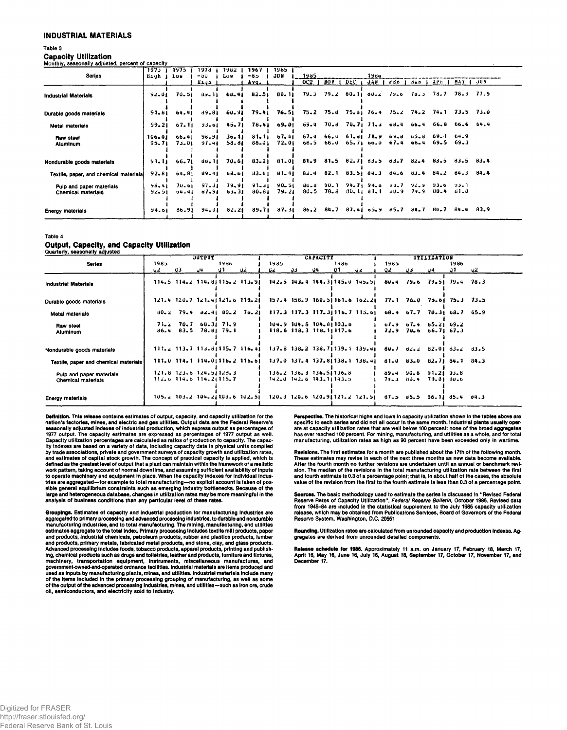## INDUSTRIAL MATERIALS

### Table 3

### Capacity Utilization

Monthly, seasonally adjusted, percent of capacity

| Series | 1973 High | 1975 Low | 1978-80 High | 1982 Low | 1967-85 Avg. | 1985 JUN | 1985 OCT | NOV | DEC | 1986 JAN | FEB | MAR | APR | MAY | JUN |
|---|---|---|---|---|---|---|---|---|---|---|---|---|---|---|---|
| Industrial Materials | 92.0 | 70.5 | 89.1 | 68.4 | 82.5 | 80.1 | 79.3 | 79.2 | 80.1 | 80.2 | 79.6 | 78.5 | 78.7 | 78.3 | 77.9 |
| Durable goods materials | 91.8 | 64.4 | 89.8 | 60.9 | 79.4 | 76.5 | 75.2 | 75.8 | 75.8 | 76.4 | 75.2 | 74.2 | 74.1 | 73.5 | 73.0 |
| Metal materials | 99.2 | 67.1 | 93.6 | 45.7 | 78.4 | 69.0 | 69.4 | 70.8 | 70.7 | 71.3 | 68.4 | 66.4 | 66.8 | 66.6 | 64.4 |
| Raw steel | 106.0 | 66.4 | 98.9 | 36.1 | 81.1 | 67.4 | 67.4 | 66.4 | 61.8 | 71.9 | 69.8 | 65.8 | 69.1 | 64.9 | |
| Aluminum | 95.7 | 73.0 | 97.4 | 58.8 | 88.0 | 72.0 | 68.5 | 66.0 | 65.7 | 66.0 | 67.4 | 68.4 | 69.5 | 69.3 | |
| Nondurable goods materials | 91.1 | 66.7 | 88.1 | 70.6 | 83.2 | 81.0 | 81.9 | 81.5 | 82.7 | 83.5 | 83.7 | 82.4 | 83.5 | 83.5 | 83.4 |
| Textile, paper, and chemical materials | 92.8 | 64.8 | 89.4 | 68.6 | 83.6 | 81.4 | 82.4 | 82.1 | 83.5 | 84.3 | 84.6 | 83.4 | 84.2 | 84.3 | 84.4 |
| Pulp and paper materials | 98.4 | 70.6 | 97.3 | 79.9 | 91.3 | 90.5 | 88.8 | 90.1 | 94.7 | 94.8 | 93.7 | 92.9 | 93.6 | 93.1 | |
| Chemical materials | 92.5 | 64.4 | 87.9 | 63.3 | 80.8 | 79.2 | 80.5 | 78.8 | 80.1 | 81.1 | 80.9 | 79.9 | 80.4 | 81.0 | |
| Energy materials | 94.6 | 86.9 | 94.0 | 82.2 | 89.7 | 87.3 | 86.2 | 84.7 | 87.4 | 85.9 | 85.7 | 84.7 | 84.7 | 84.4 | 83.9 |

### Table 4

### Output, Capacity, and Capacity Utilization

Quarterly, seasonally adjusted

| Series | OUTPUT 1985 Q2 | Q3 | Q4 | 1986 Q1 | Q2 | CAPACITY 1985 Q2 | Q3 | Q4 | 1986 Q1 | Q2 | UTILIZATION 1985 Q2 | Q3 | Q4 | 1986 Q1 | Q2 |
|---|---|---|---|---|---|---|---|---|---|---|---|---|---|---|---|
| Industrial Materials | 114.5 | 114.2 | 114.8 | 115.2 | 113.9 | 142.5 | 143.4 | 144.3 | 145.0 | 145.5 | 80.4 | 79.6 | 79.5 | 79.4 | 78.3 |
| Durable goods materials | 121.4 | 120.7 | 121.4 | 121.6 | 119.2 | 157.4 | 158.9 | 160.5 | 161.6 | 162.2 | 77.1 | 76.0 | 75.6 | 75.3 | 73.5 |
| Metal materials | 80.2 | 79.4 | 82.4 | 80.2 | 76.2 | 117.3 | 117.3 | 117.3 | 116.7 | 115.6 | 68.4 | 67.7 | 70.3 | 68.7 | 65.9 |
| Raw steel | 71.2 | 70.7 | 68.3 | 71.9 | | 104.9 | 104.8 | 104.8 | 103.8 | | 67.9 | 67.4 | 65.2 | 69.2 | |
| Aluminum | 86.4 | 83.5 | 78.8 | 79.1 | | 118.6 | 118.3 | 118.1 | 117.6 | | 72.9 | 70.6 | 66.7 | 67.3 | |
| Nondurable goods materials | 111.2 | 113.7 | 113.8 | 115.7 | 116.4 | 137.8 | 138.2 | 138.7 | 139.1 | 139.4 | 80.7 | 82.2 | 82.0 | 83.2 | 83.5 |
| Textile, paper and chemical materials | 111.0 | 114.1 | 114.0 | 116.2 | 116.6 | 137.0 | 137.4 | 137.8 | 138.1 | 138.4 | 81.0 | 83.0 | 82.7 | 84.1 | 84.3 |
| Pulp and paper materials | 121.8 | 123.8 | 124.5 | 128.3 | | 136.2 | 136.3 | 136.5 | 136.8 | | 89.4 | 90.8 | 91.2 | 93.8 | |
| Chemical materials | 112.6 | 114.6 | 114.2 | 115.7 | | 142.0 | 142.6 | 143.1 | 143.5 | | 79.3 | 80.4 | 79.8 | 80.6 | |
| Energy materials | 105.2 | 103.2 | 104.2 | 103.6 | 102.5 | 120.3 | 120.6 | 120.9 | 121.2 | 121.5 | 87.5 | 85.5 | 86.1 | 85.4 | 84.3 |

**Definition.** This release contains estimates of output, capacity, and capacity utilization for the nation's factories, mines, and electric and gas utilities. Output data are the Federal Reserve's seasonally adjusted indexes of industrial production, which express output as percentages of 1977 output. The capacity estimates are expressed as percentages of 1977 output as well. Capacity utilization percentages are calculated as ratios of production to capacity. The capacity indexes are based on a variety of data, including capacity data in physical units compiled by trade associations, private and government surveys of capacity growth and utilization rates, and estimates of capital stock growth. The concept of practical capacity is applied, which is defined as the greatest level of output that a plant can maintain within the framework of a realistic work pattern, taking account of normal downtime, and assuming sufficient availability of inputs to operate machinery and equipment in place. When the capacity indexes for individual industries are aggregated—for example to total manufacturing—no explicit account is taken of possible general equilibrium constraints such as emerging industry bottlenecks. Because of the large and heterogeneous database, changes in utilization rates may be more meaningful in the analysis of business conditions than any particular level of these rates.

**Groupings.** Estimates of capacity and industrial production for manufacturing industries are aggregated to primary processing and advanced processing industries, to durable and nondurable manufacturing industries, and to total manufacturing. The mining, manufacturing, and utilities estimates aggregate to the total index. Primary processing includes textile mill products, paper and products, industrial chemicals, petroleum products, rubber and plastics products, lumber and products, primary metals, fabricated metal products, and stone, clay, and glass products. Advanced processing includes foods, tobacco products, apparel products, printing and publishing, chemical products such as drugs and toiletries, leather and products, furniture and fixtures, machinery, transportation equipment, instruments, miscellaneous manufactures, and government-owned-and-operated ordnance facilities. Industrial materials are items produced and used as inputs by manufacturing plants, mines, and utilities. Industrial materials include many of the items included in the primary processing grouping of manufacturing, as well as some of the output of the advanced processing industries, mines, and utilities—such as iron ore, crude oil, semiconductors, and electricity sold to industry.

**Perspective.** The historical highs and lows in capacity utilization shown in the tables above are specific to each series and did not all occur in the same month. Industrial plants usually operate at capacity utilization rates that are well below 100 percent: none of the broad aggregates has ever reached 100 percent. For mining, manufacturing, and utilities as a whole, and for total manufacturing, utilization rates as high as 90 percent have been exceeded only in wartime.

**Revisions.** The first estimates for a month are published about the 17th of the following month. These estimates may revise in each of the next three months as new data become available. After the fourth month no further revisions are undertaken until an annual or benchmark revision. The median of the revisions in the total manufacturing utilization rate between the first and fourth estimate is 0.3 of a percentage point; that is, in about half of the cases, the absolute value of the revision from the first to the fourth estimate is less than 0.3 of a percentage point.

**Sources.** The basic methodology used to estimate the series is discussed in "Revised Federal Reserve Rates of Capacity Utilization", *Federal Reserve Bulletin*, October 1985. Revised data from 1948-84 are included in the statistical supplement to the July 1985 capacity utilization release, which may be obtained from Publications Services, Board of Governors of the Federal Reserve System, Washington, D.C. 20551

**Rounding.** Utilization rates are calculated from unrounded capacity and production indexes. Aggregates are derived from unrounded detailed components.

**Release schedule for 1986.** Approximately 11 a.m. on January 17, February 18, March 17, April 16, May 16, June 16, July 16, August 18, September 17, October 17, November 17, and December 17.